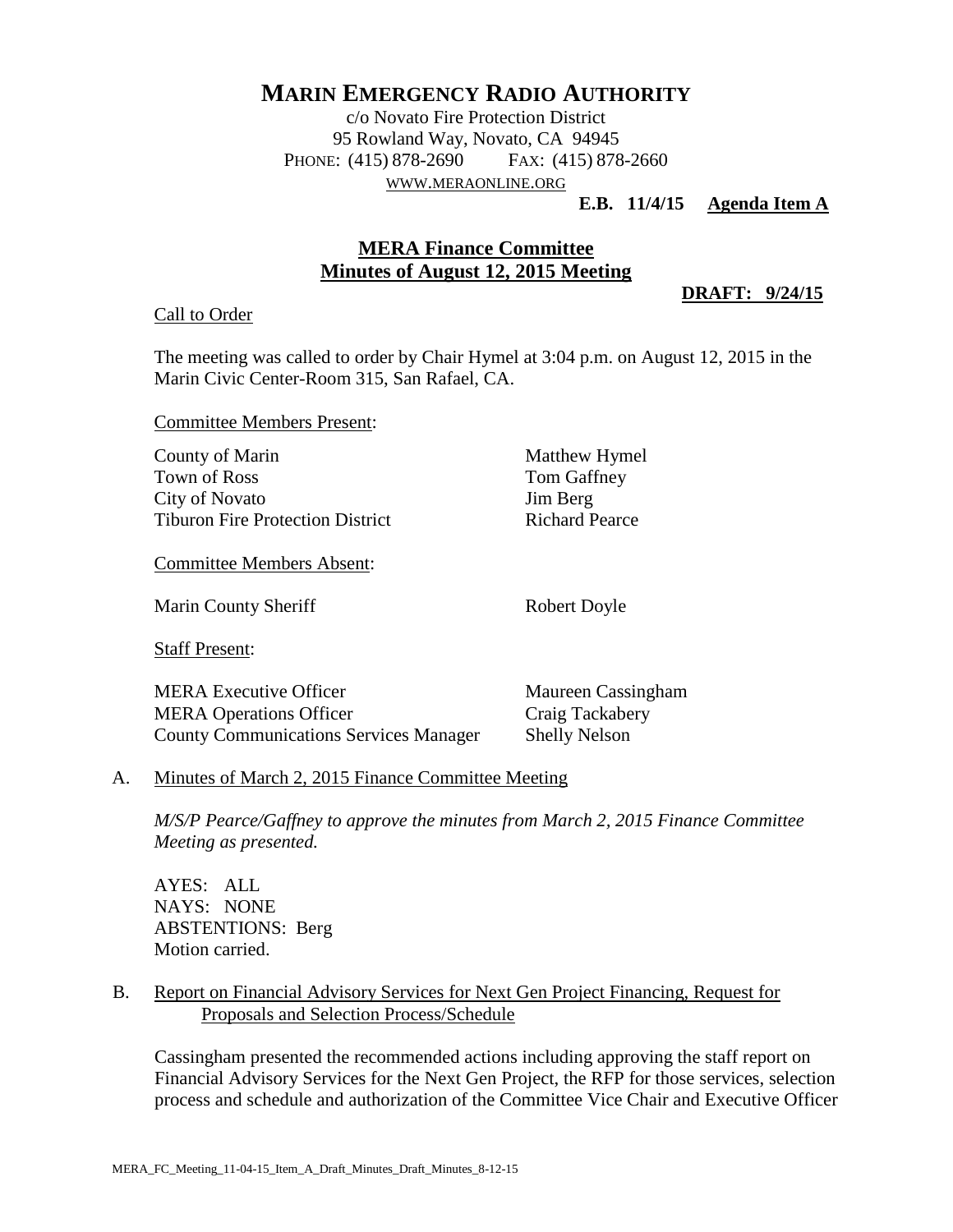# MARIN EMERGENCY RADIO AUTHORITY

c/o Novato Fire Protection District
95 Rowland Way, Novato, CA 94945
PHONE: (415) 878-2690 FAX: (415) 878-2660
WWW.MERAONLINE.ORG

**E.B. 11/4/15 Agenda Item A**

## MERA Finance Committee
## Minutes of August 12, 2015 Meeting

**DRAFT: 9/24/15**

Call to Order

The meeting was called to order by Chair Hymel at 3:04 p.m. on August 12, 2015 in the Marin Civic Center-Room 315, San Rafael, CA.

Committee Members Present:

| | |
|---|---|
| County of Marin | Matthew Hymel |
| Town of Ross | Tom Gaffney |
| City of Novato | Jim Berg |
| Tiburon Fire Protection District | Richard Pearce |

Committee Members Absent:

| | |
|---|---|
| Marin County Sheriff | Robert Doyle |

Staff Present:

| | |
|---|---|
| MERA Executive Officer | Maureen Cassingham |
| MERA Operations Officer | Craig Tackabery |
| County Communications Services Manager | Shelly Nelson |

A. Minutes of March 2, 2015 Finance Committee Meeting

*M/S/P Pearce/Gaffney to approve the minutes from March 2, 2015 Finance Committee Meeting as presented.*

AYES: ALL
NAYS: NONE
ABSTENTIONS: Berg
Motion carried.

B. Report on Financial Advisory Services for Next Gen Project Financing, Request for Proposals and Selection Process/Schedule

Cassingham presented the recommended actions including approving the staff report on Financial Advisory Services for the Next Gen Project, the RFP for those services, selection process and schedule and authorization of the Committee Vice Chair and Executive Officer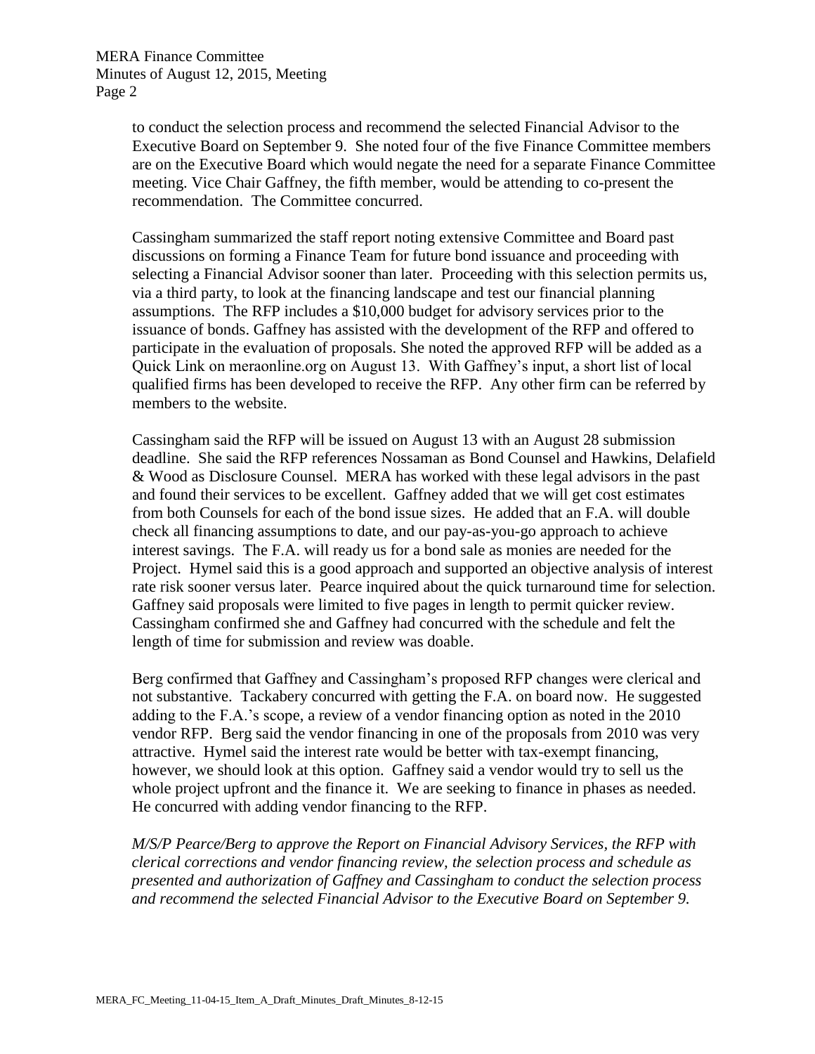to conduct the selection process and recommend the selected Financial Advisor to the Executive Board on September 9. She noted four of the five Finance Committee members are on the Executive Board which would negate the need for a separate Finance Committee meeting. Vice Chair Gaffney, the fifth member, would be attending to co-present the recommendation. The Committee concurred.

Cassingham summarized the staff report noting extensive Committee and Board past discussions on forming a Finance Team for future bond issuance and proceeding with selecting a Financial Advisor sooner than later. Proceeding with this selection permits us, via a third party, to look at the financing landscape and test our financial planning assumptions. The RFP includes a $10,000 budget for advisory services prior to the issuance of bonds. Gaffney has assisted with the development of the RFP and offered to participate in the evaluation of proposals. She noted the approved RFP will be added as a Quick Link on meraonline.org on August 13. With Gaffney's input, a short list of local qualified firms has been developed to receive the RFP. Any other firm can be referred by members to the website.

Cassingham said the RFP will be issued on August 13 with an August 28 submission deadline. She said the RFP references Nossaman as Bond Counsel and Hawkins, Delafield & Wood as Disclosure Counsel. MERA has worked with these legal advisors in the past and found their services to be excellent. Gaffney added that we will get cost estimates from both Counsels for each of the bond issue sizes. He added that an F.A. will double check all financing assumptions to date, and our pay-as-you-go approach to achieve interest savings. The F.A. will ready us for a bond sale as monies are needed for the Project. Hymel said this is a good approach and supported an objective analysis of interest rate risk sooner versus later. Pearce inquired about the quick turnaround time for selection. Gaffney said proposals were limited to five pages in length to permit quicker review. Cassingham confirmed she and Gaffney had concurred with the schedule and felt the length of time for submission and review was doable.

Berg confirmed that Gaffney and Cassingham's proposed RFP changes were clerical and not substantive. Tackabery concurred with getting the F.A. on board now. He suggested adding to the F.A.'s scope, a review of a vendor financing option as noted in the 2010 vendor RFP. Berg said the vendor financing in one of the proposals from 2010 was very attractive. Hymel said the interest rate would be better with tax-exempt financing, however, we should look at this option. Gaffney said a vendor would try to sell us the whole project upfront and the finance it. We are seeking to finance in phases as needed. He concurred with adding vendor financing to the RFP.

*M/S/P Pearce/Berg to approve the Report on Financial Advisory Services, the RFP with clerical corrections and vendor financing review, the selection process and schedule as presented and authorization of Gaffney and Cassingham to conduct the selection process and recommend the selected Financial Advisor to the Executive Board on September 9.*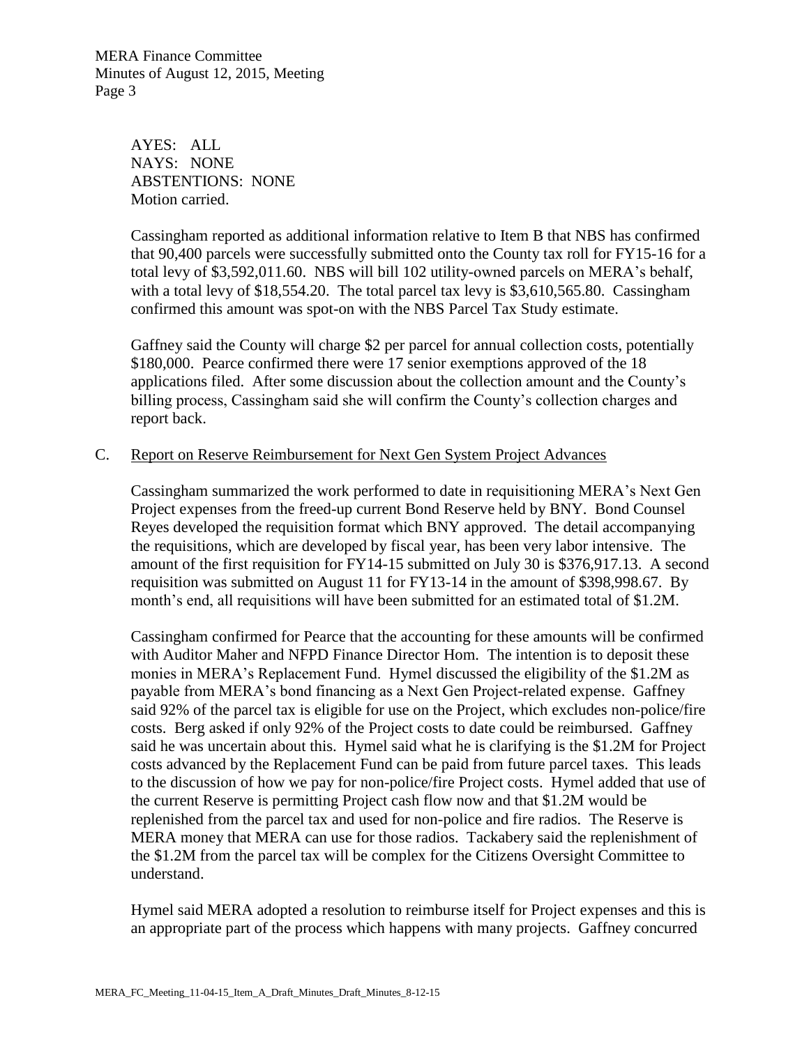AYES: ALL
NAYS: NONE
ABSTENTIONS: NONE
Motion carried.

Cassingham reported as additional information relative to Item B that NBS has confirmed that 90,400 parcels were successfully submitted onto the County tax roll for FY15-16 for a total levy of $3,592,011.60. NBS will bill 102 utility-owned parcels on MERA's behalf, with a total levy of $18,554.20. The total parcel tax levy is $3,610,565.80. Cassingham confirmed this amount was spot-on with the NBS Parcel Tax Study estimate.

Gaffney said the County will charge $2 per parcel for annual collection costs, potentially $180,000. Pearce confirmed there were 17 senior exemptions approved of the 18 applications filed. After some discussion about the collection amount and the County's billing process, Cassingham said she will confirm the County's collection charges and report back.

C. Report on Reserve Reimbursement for Next Gen System Project Advances

Cassingham summarized the work performed to date in requisitioning MERA's Next Gen Project expenses from the freed-up current Bond Reserve held by BNY. Bond Counsel Reyes developed the requisition format which BNY approved. The detail accompanying the requisitions, which are developed by fiscal year, has been very labor intensive. The amount of the first requisition for FY14-15 submitted on July 30 is $376,917.13. A second requisition was submitted on August 11 for FY13-14 in the amount of $398,998.67. By month's end, all requisitions will have been submitted for an estimated total of $1.2M.

Cassingham confirmed for Pearce that the accounting for these amounts will be confirmed with Auditor Maher and NFPD Finance Director Hom. The intention is to deposit these monies in MERA's Replacement Fund. Hymel discussed the eligibility of the $1.2M as payable from MERA's bond financing as a Next Gen Project-related expense. Gaffney said 92% of the parcel tax is eligible for use on the Project, which excludes non-police/fire costs. Berg asked if only 92% of the Project costs to date could be reimbursed. Gaffney said he was uncertain about this. Hymel said what he is clarifying is the $1.2M for Project costs advanced by the Replacement Fund can be paid from future parcel taxes. This leads to the discussion of how we pay for non-police/fire Project costs. Hymel added that use of the current Reserve is permitting Project cash flow now and that $1.2M would be replenished from the parcel tax and used for non-police and fire radios. The Reserve is MERA money that MERA can use for those radios. Tackabery said the replenishment of the $1.2M from the parcel tax will be complex for the Citizens Oversight Committee to understand.

Hymel said MERA adopted a resolution to reimburse itself for Project expenses and this is an appropriate part of the process which happens with many projects. Gaffney concurred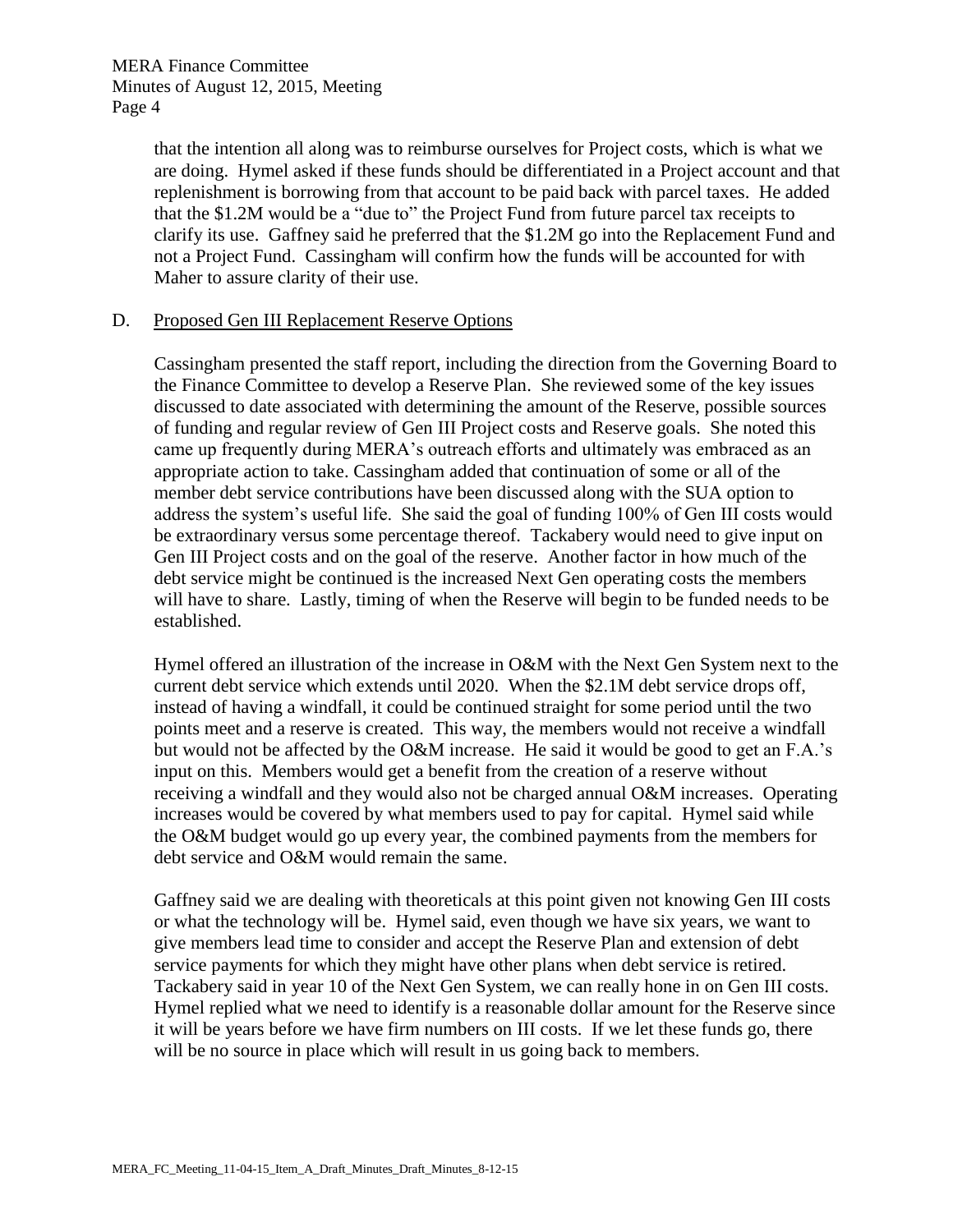that the intention all along was to reimburse ourselves for Project costs, which is what we are doing. Hymel asked if these funds should be differentiated in a Project account and that replenishment is borrowing from that account to be paid back with parcel taxes. He added that the $1.2M would be a "due to" the Project Fund from future parcel tax receipts to clarify its use. Gaffney said he preferred that the $1.2M go into the Replacement Fund and not a Project Fund. Cassingham will confirm how the funds will be accounted for with Maher to assure clarity of their use.

D. Proposed Gen III Replacement Reserve Options

Cassingham presented the staff report, including the direction from the Governing Board to the Finance Committee to develop a Reserve Plan. She reviewed some of the key issues discussed to date associated with determining the amount of the Reserve, possible sources of funding and regular review of Gen III Project costs and Reserve goals. She noted this came up frequently during MERA's outreach efforts and ultimately was embraced as an appropriate action to take. Cassingham added that continuation of some or all of the member debt service contributions have been discussed along with the SUA option to address the system's useful life. She said the goal of funding 100% of Gen III costs would be extraordinary versus some percentage thereof. Tackabery would need to give input on Gen III Project costs and on the goal of the reserve. Another factor in how much of the debt service might be continued is the increased Next Gen operating costs the members will have to share. Lastly, timing of when the Reserve will begin to be funded needs to be established.

Hymel offered an illustration of the increase in O&M with the Next Gen System next to the current debt service which extends until 2020. When the $2.1M debt service drops off, instead of having a windfall, it could be continued straight for some period until the two points meet and a reserve is created. This way, the members would not receive a windfall but would not be affected by the O&M increase. He said it would be good to get an F.A.'s input on this. Members would get a benefit from the creation of a reserve without receiving a windfall and they would also not be charged annual O&M increases. Operating increases would be covered by what members used to pay for capital. Hymel said while the O&M budget would go up every year, the combined payments from the members for debt service and O&M would remain the same.

Gaffney said we are dealing with theoreticals at this point given not knowing Gen III costs or what the technology will be. Hymel said, even though we have six years, we want to give members lead time to consider and accept the Reserve Plan and extension of debt service payments for which they might have other plans when debt service is retired. Tackabery said in year 10 of the Next Gen System, we can really hone in on Gen III costs. Hymel replied what we need to identify is a reasonable dollar amount for the Reserve since it will be years before we have firm numbers on III costs. If we let these funds go, there will be no source in place which will result in us going back to members.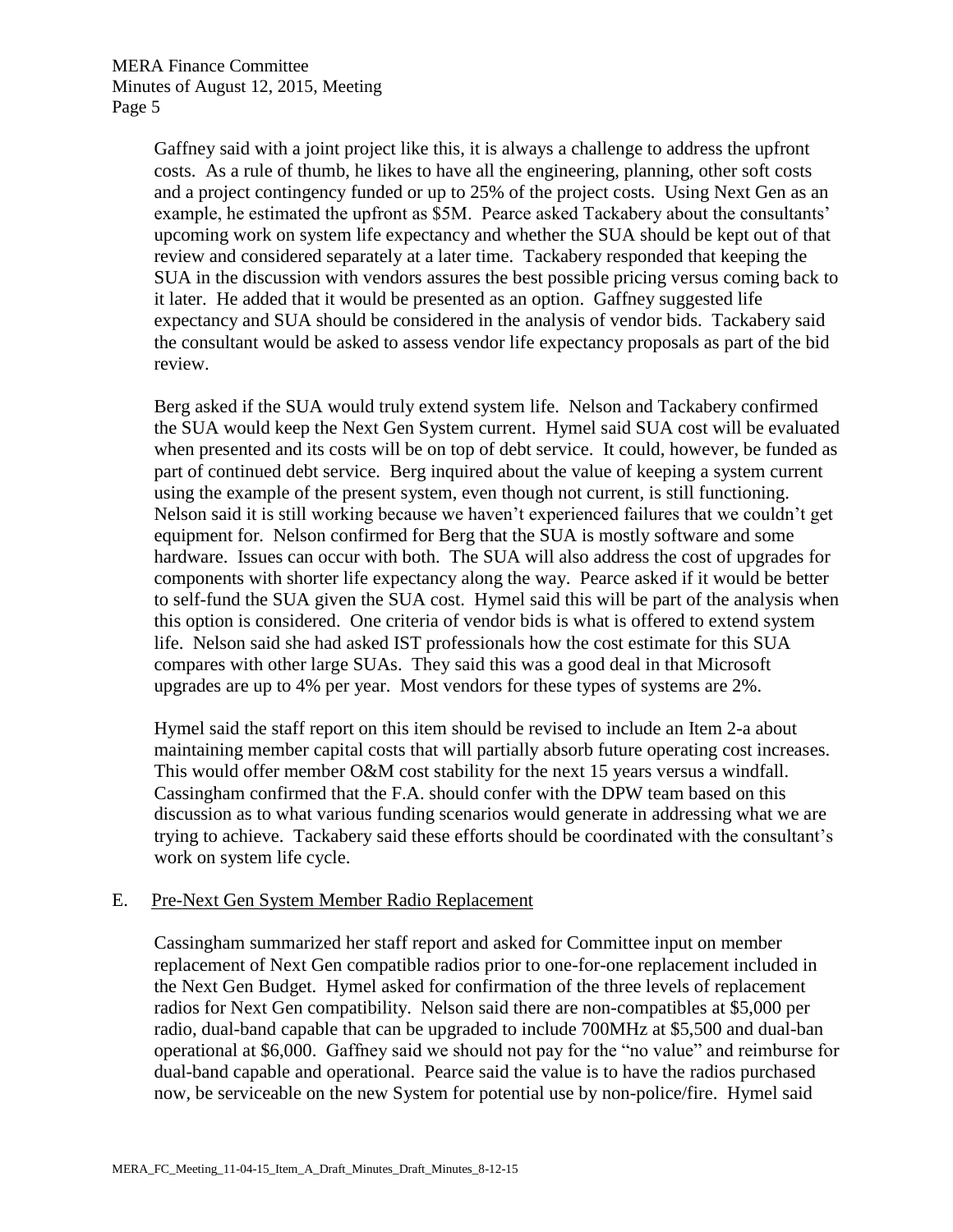Gaffney said with a joint project like this, it is always a challenge to address the upfront costs. As a rule of thumb, he likes to have all the engineering, planning, other soft costs and a project contingency funded or up to 25% of the project costs. Using Next Gen as an example, he estimated the upfront as $5M. Pearce asked Tackabery about the consultants' upcoming work on system life expectancy and whether the SUA should be kept out of that review and considered separately at a later time. Tackabery responded that keeping the SUA in the discussion with vendors assures the best possible pricing versus coming back to it later. He added that it would be presented as an option. Gaffney suggested life expectancy and SUA should be considered in the analysis of vendor bids. Tackabery said the consultant would be asked to assess vendor life expectancy proposals as part of the bid review.

Berg asked if the SUA would truly extend system life. Nelson and Tackabery confirmed the SUA would keep the Next Gen System current. Hymel said SUA cost will be evaluated when presented and its costs will be on top of debt service. It could, however, be funded as part of continued debt service. Berg inquired about the value of keeping a system current using the example of the present system, even though not current, is still functioning. Nelson said it is still working because we haven't experienced failures that we couldn't get equipment for. Nelson confirmed for Berg that the SUA is mostly software and some hardware. Issues can occur with both. The SUA will also address the cost of upgrades for components with shorter life expectancy along the way. Pearce asked if it would be better to self-fund the SUA given the SUA cost. Hymel said this will be part of the analysis when this option is considered. One criteria of vendor bids is what is offered to extend system life. Nelson said she had asked IST professionals how the cost estimate for this SUA compares with other large SUAs. They said this was a good deal in that Microsoft upgrades are up to 4% per year. Most vendors for these types of systems are 2%.

Hymel said the staff report on this item should be revised to include an Item 2-a about maintaining member capital costs that will partially absorb future operating cost increases. This would offer member O&M cost stability for the next 15 years versus a windfall. Cassingham confirmed that the F.A. should confer with the DPW team based on this discussion as to what various funding scenarios would generate in addressing what we are trying to achieve. Tackabery said these efforts should be coordinated with the consultant's work on system life cycle.

E. Pre-Next Gen System Member Radio Replacement

Cassingham summarized her staff report and asked for Committee input on member replacement of Next Gen compatible radios prior to one-for-one replacement included in the Next Gen Budget. Hymel asked for confirmation of the three levels of replacement radios for Next Gen compatibility. Nelson said there are non-compatibles at $5,000 per radio, dual-band capable that can be upgraded to include 700MHz at $5,500 and dual-ban operational at $6,000. Gaffney said we should not pay for the "no value" and reimburse for dual-band capable and operational. Pearce said the value is to have the radios purchased now, be serviceable on the new System for potential use by non-police/fire. Hymel said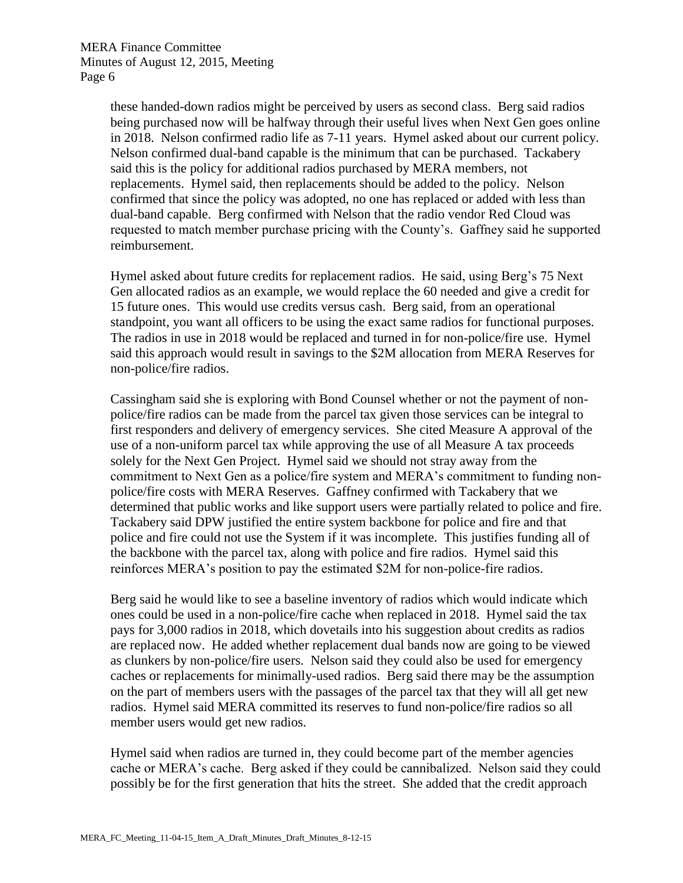these handed-down radios might be perceived by users as second class. Berg said radios being purchased now will be halfway through their useful lives when Next Gen goes online in 2018. Nelson confirmed radio life as 7-11 years. Hymel asked about our current policy. Nelson confirmed dual-band capable is the minimum that can be purchased. Tackabery said this is the policy for additional radios purchased by MERA members, not replacements. Hymel said, then replacements should be added to the policy. Nelson confirmed that since the policy was adopted, no one has replaced or added with less than dual-band capable. Berg confirmed with Nelson that the radio vendor Red Cloud was requested to match member purchase pricing with the County's. Gaffney said he supported reimbursement.

Hymel asked about future credits for replacement radios. He said, using Berg's 75 Next Gen allocated radios as an example, we would replace the 60 needed and give a credit for 15 future ones. This would use credits versus cash. Berg said, from an operational standpoint, you want all officers to be using the exact same radios for functional purposes. The radios in use in 2018 would be replaced and turned in for non-police/fire use. Hymel said this approach would result in savings to the $2M allocation from MERA Reserves for non-police/fire radios.

Cassingham said she is exploring with Bond Counsel whether or not the payment of non-police/fire radios can be made from the parcel tax given those services can be integral to first responders and delivery of emergency services. She cited Measure A approval of the use of a non-uniform parcel tax while approving the use of all Measure A tax proceeds solely for the Next Gen Project. Hymel said we should not stray away from the commitment to Next Gen as a police/fire system and MERA's commitment to funding non-police/fire costs with MERA Reserves. Gaffney confirmed with Tackabery that we determined that public works and like support users were partially related to police and fire. Tackabery said DPW justified the entire system backbone for police and fire and that police and fire could not use the System if it was incomplete. This justifies funding all of the backbone with the parcel tax, along with police and fire radios. Hymel said this reinforces MERA's position to pay the estimated $2M for non-police-fire radios.

Berg said he would like to see a baseline inventory of radios which would indicate which ones could be used in a non-police/fire cache when replaced in 2018. Hymel said the tax pays for 3,000 radios in 2018, which dovetails into his suggestion about credits as radios are replaced now. He added whether replacement dual bands now are going to be viewed as clunkers by non-police/fire users. Nelson said they could also be used for emergency caches or replacements for minimally-used radios. Berg said there may be the assumption on the part of members users with the passages of the parcel tax that they will all get new radios. Hymel said MERA committed its reserves to fund non-police/fire radios so all member users would get new radios.

Hymel said when radios are turned in, they could become part of the member agencies cache or MERA's cache. Berg asked if they could be cannibalized. Nelson said they could possibly be for the first generation that hits the street. She added that the credit approach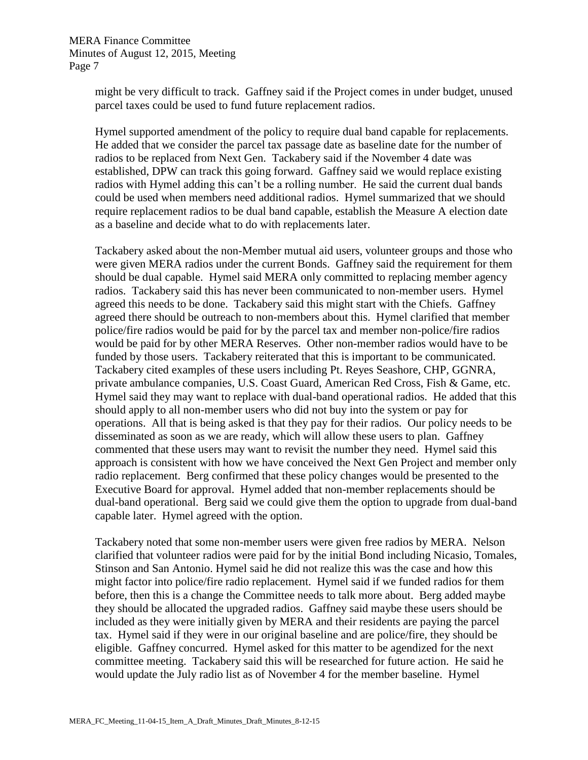might be very difficult to track. Gaffney said if the Project comes in under budget, unused parcel taxes could be used to fund future replacement radios.

Hymel supported amendment of the policy to require dual band capable for replacements. He added that we consider the parcel tax passage date as baseline date for the number of radios to be replaced from Next Gen. Tackabery said if the November 4 date was established, DPW can track this going forward. Gaffney said we would replace existing radios with Hymel adding this can't be a rolling number. He said the current dual bands could be used when members need additional radios. Hymel summarized that we should require replacement radios to be dual band capable, establish the Measure A election date as a baseline and decide what to do with replacements later.

Tackabery asked about the non-Member mutual aid users, volunteer groups and those who were given MERA radios under the current Bonds. Gaffney said the requirement for them should be dual capable. Hymel said MERA only committed to replacing member agency radios. Tackabery said this has never been communicated to non-member users. Hymel agreed this needs to be done. Tackabery said this might start with the Chiefs. Gaffney agreed there should be outreach to non-members about this. Hymel clarified that member police/fire radios would be paid for by the parcel tax and member non-police/fire radios would be paid for by other MERA Reserves. Other non-member radios would have to be funded by those users. Tackabery reiterated that this is important to be communicated. Tackabery cited examples of these users including Pt. Reyes Seashore, CHP, GGNRA, private ambulance companies, U.S. Coast Guard, American Red Cross, Fish & Game, etc. Hymel said they may want to replace with dual-band operational radios. He added that this should apply to all non-member users who did not buy into the system or pay for operations. All that is being asked is that they pay for their radios. Our policy needs to be disseminated as soon as we are ready, which will allow these users to plan. Gaffney commented that these users may want to revisit the number they need. Hymel said this approach is consistent with how we have conceived the Next Gen Project and member only radio replacement. Berg confirmed that these policy changes would be presented to the Executive Board for approval. Hymel added that non-member replacements should be dual-band operational. Berg said we could give them the option to upgrade from dual-band capable later. Hymel agreed with the option.

Tackabery noted that some non-member users were given free radios by MERA. Nelson clarified that volunteer radios were paid for by the initial Bond including Nicasio, Tomales, Stinson and San Antonio. Hymel said he did not realize this was the case and how this might factor into police/fire radio replacement. Hymel said if we funded radios for them before, then this is a change the Committee needs to talk more about. Berg added maybe they should be allocated the upgraded radios. Gaffney said maybe these users should be included as they were initially given by MERA and their residents are paying the parcel tax. Hymel said if they were in our original baseline and are police/fire, they should be eligible. Gaffney concurred. Hymel asked for this matter to be agendized for the next committee meeting. Tackabery said this will be researched for future action. He said he would update the July radio list as of November 4 for the member baseline. Hymel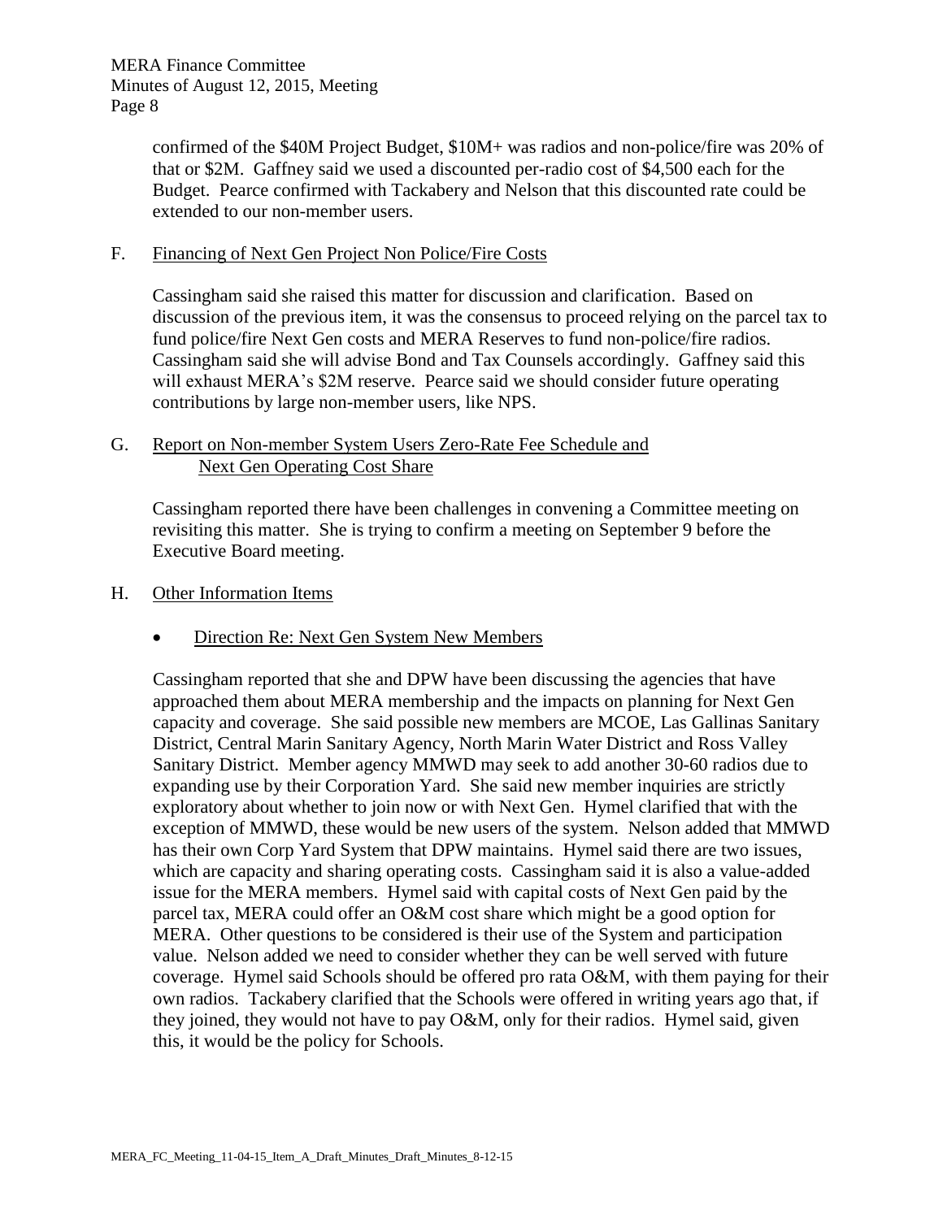confirmed of the $40M Project Budget, $10M+ was radios and non-police/fire was 20% of that or $2M. Gaffney said we used a discounted per-radio cost of $4,500 each for the Budget. Pearce confirmed with Tackabery and Nelson that this discounted rate could be extended to our non-member users.

F. Financing of Next Gen Project Non Police/Fire Costs

Cassingham said she raised this matter for discussion and clarification. Based on discussion of the previous item, it was the consensus to proceed relying on the parcel tax to fund police/fire Next Gen costs and MERA Reserves to fund non-police/fire radios. Cassingham said she will advise Bond and Tax Counsels accordingly. Gaffney said this will exhaust MERA's $2M reserve. Pearce said we should consider future operating contributions by large non-member users, like NPS.

G. Report on Non-member System Users Zero-Rate Fee Schedule and Next Gen Operating Cost Share

Cassingham reported there have been challenges in convening a Committee meeting on revisiting this matter. She is trying to confirm a meeting on September 9 before the Executive Board meeting.

H. Other Information Items

- Direction Re: Next Gen System New Members

Cassingham reported that she and DPW have been discussing the agencies that have approached them about MERA membership and the impacts on planning for Next Gen capacity and coverage. She said possible new members are MCOE, Las Gallinas Sanitary District, Central Marin Sanitary Agency, North Marin Water District and Ross Valley Sanitary District. Member agency MMWD may seek to add another 30-60 radios due to expanding use by their Corporation Yard. She said new member inquiries are strictly exploratory about whether to join now or with Next Gen. Hymel clarified that with the exception of MMWD, these would be new users of the system. Nelson added that MMWD has their own Corp Yard System that DPW maintains. Hymel said there are two issues, which are capacity and sharing operating costs. Cassingham said it is also a value-added issue for the MERA members. Hymel said with capital costs of Next Gen paid by the parcel tax, MERA could offer an O&M cost share which might be a good option for MERA. Other questions to be considered is their use of the System and participation value. Nelson added we need to consider whether they can be well served with future coverage. Hymel said Schools should be offered pro rata O&M, with them paying for their own radios. Tackabery clarified that the Schools were offered in writing years ago that, if they joined, they would not have to pay O&M, only for their radios. Hymel said, given this, it would be the policy for Schools.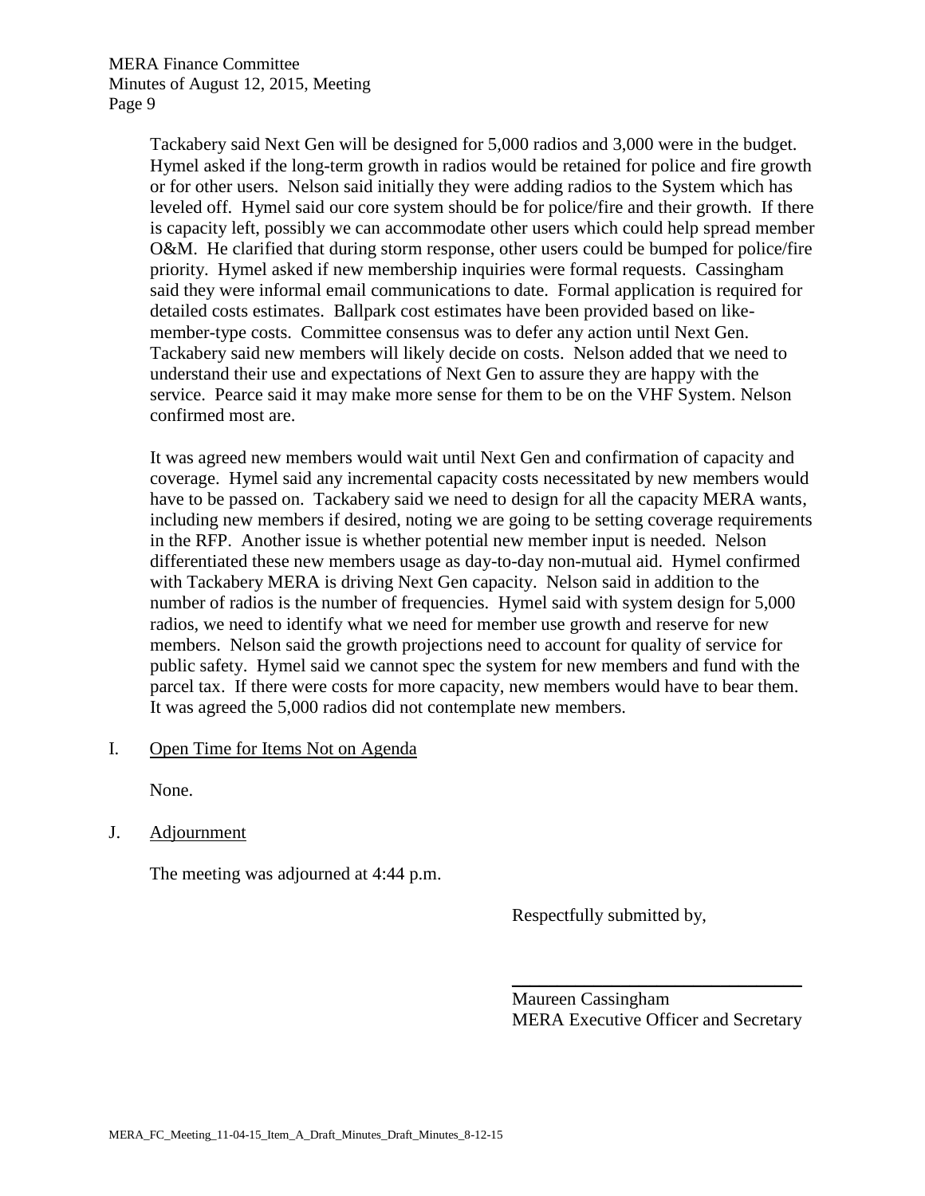Tackabery said Next Gen will be designed for 5,000 radios and 3,000 were in the budget. Hymel asked if the long-term growth in radios would be retained for police and fire growth or for other users. Nelson said initially they were adding radios to the System which has leveled off. Hymel said our core system should be for police/fire and their growth. If there is capacity left, possibly we can accommodate other users which could help spread member O&M. He clarified that during storm response, other users could be bumped for police/fire priority. Hymel asked if new membership inquiries were formal requests. Cassingham said they were informal email communications to date. Formal application is required for detailed costs estimates. Ballpark cost estimates have been provided based on like-member-type costs. Committee consensus was to defer any action until Next Gen. Tackabery said new members will likely decide on costs. Nelson added that we need to understand their use and expectations of Next Gen to assure they are happy with the service. Pearce said it may make more sense for them to be on the VHF System. Nelson confirmed most are.

It was agreed new members would wait until Next Gen and confirmation of capacity and coverage. Hymel said any incremental capacity costs necessitated by new members would have to be passed on. Tackabery said we need to design for all the capacity MERA wants, including new members if desired, noting we are going to be setting coverage requirements in the RFP. Another issue is whether potential new member input is needed. Nelson differentiated these new members usage as day-to-day non-mutual aid. Hymel confirmed with Tackabery MERA is driving Next Gen capacity. Nelson said in addition to the number of radios is the number of frequencies. Hymel said with system design for 5,000 radios, we need to identify what we need for member use growth and reserve for new members. Nelson said the growth projections need to account for quality of service for public safety. Hymel said we cannot spec the system for new members and fund with the parcel tax. If there were costs for more capacity, new members would have to bear them. It was agreed the 5,000 radios did not contemplate new members.

I. Open Time for Items Not on Agenda

None.

J. Adjournment

The meeting was adjourned at 4:44 p.m.

Respectfully submitted by,

Maureen Cassingham
MERA Executive Officer and Secretary

MERA_FC_Meeting_11-04-15_Item_A_Draft_Minutes_Draft_Minutes_8-12-15